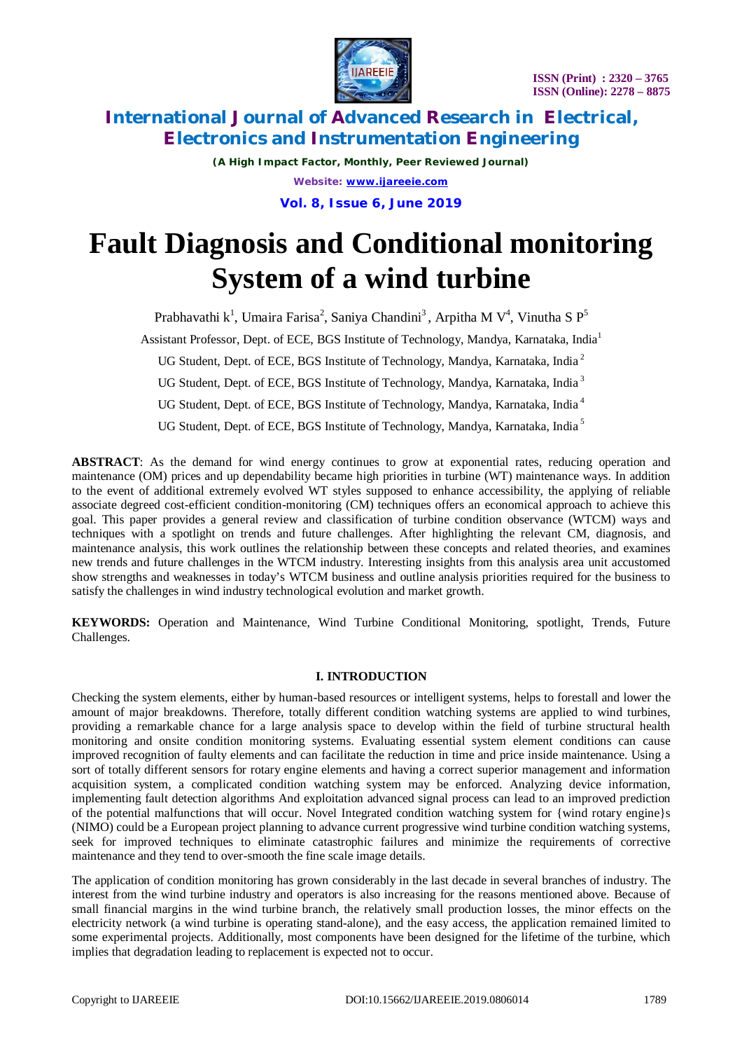# Fault Diagnosis and Conditional monitoring System of a wind turbine

Prabhavathi k[1], Umaira Farisa[2], Saniya Chandini[3], Arpitha M V[4], Vinutha S P[5]

Assistant Professor, Dept. of ECE, BGS Institute of Technology, Mandya, Karnataka, India[1]

UG Student, Dept. of ECE, BGS Institute of Technology, Mandya, Karnataka, India[2]

UG Student, Dept. of ECE, BGS Institute of Technology, Mandya, Karnataka, India[3]

UG Student, Dept. of ECE, BGS Institute of Technology, Mandya, Karnataka, India[4]

UG Student, Dept. of ECE, BGS Institute of Technology, Mandya, Karnataka, India[5]

**ABSTRACT**: As the demand for wind energy continues to grow at exponential rates, reducing operation and maintenance (OM) prices and up dependability became high priorities in turbine (WT) maintenance ways. In addition to the event of additional extremely evolved WT styles supposed to enhance accessibility, the applying of reliable associate degreed cost-efficient condition-monitoring (CM) techniques offers an economical approach to achieve this goal. This paper provides a general review and classification of turbine condition observance (WTCM) ways and techniques with a spotlight on trends and future challenges. After highlighting the relevant CM, diagnosis, and maintenance analysis, this work outlines the relationship between these concepts and related theories, and examines new trends and future challenges in the WTCM industry. Interesting insights from this analysis area unit accustomed show strengths and weaknesses in today's WTCM business and outline analysis priorities required for the business to satisfy the challenges in wind industry technological evolution and market growth.

**KEYWORDS:** Operation and Maintenance, Wind Turbine Conditional Monitoring, spotlight, Trends, Future Challenges.

## I. INTRODUCTION

Checking the system elements, either by human-based resources or intelligent systems, helps to forestall and lower the amount of major breakdowns. Therefore, totally different condition watching systems are applied to wind turbines, providing a remarkable chance for a large analysis space to develop within the field of turbine structural health monitoring and onsite condition monitoring systems. Evaluating essential system element conditions can cause improved recognition of faulty elements and can facilitate the reduction in time and price inside maintenance. Using a sort of totally different sensors for rotary engine elements and having a correct superior management and information acquisition system, a complicated condition watching system may be enforced. Analyzing device information, implementing fault detection algorithms And exploitation advanced signal process can lead to an improved prediction of the potential malfunctions that will occur. Novel Integrated condition watching system for {wind rotary engine}s (NIMO) could be a European project planning to advance current progressive wind turbine condition watching systems, seek for improved techniques to eliminate catastrophic failures and minimize the requirements of corrective maintenance and they tend to over-smooth the fine scale image details.

The application of condition monitoring has grown considerably in the last decade in several branches of industry. The interest from the wind turbine industry and operators is also increasing for the reasons mentioned above. Because of small financial margins in the wind turbine branch, the relatively small production losses, the minor effects on the electricity network (a wind turbine is operating stand-alone), and the easy access, the application remained limited to some experimental projects. Additionally, most components have been designed for the lifetime of the turbine, which implies that degradation leading to replacement is expected not to occur.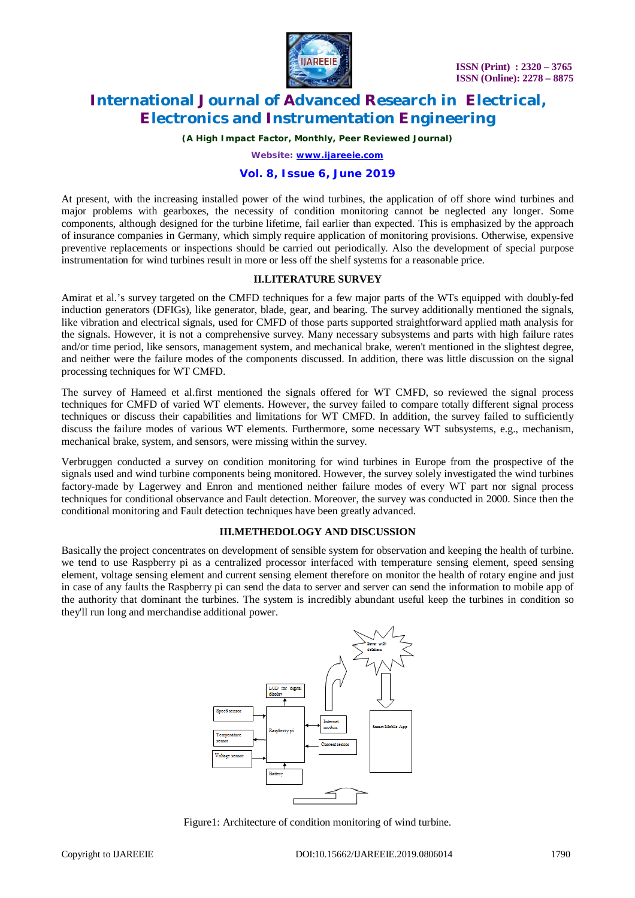At present, with the increasing installed power of the wind turbines, the application of off shore wind turbines and major problems with gearboxes, the necessity of condition monitoring cannot be neglected any longer. Some components, although designed for the turbine lifetime, fail earlier than expected. This is emphasized by the approach of insurance companies in Germany, which simply require application of monitoring provisions. Otherwise, expensive preventive replacements or inspections should be carried out periodically. Also the development of special purpose instrumentation for wind turbines result in more or less off the shelf systems for a reasonable price.

## II.LITERATURE SURVEY

Amirat et al.'s survey targeted on the CMFD techniques for a few major parts of the WTs equipped with doubly-fed induction generators (DFIGs), like generator, blade, gear, and bearing. The survey additionally mentioned the signals, like vibration and electrical signals, used for CMFD of those parts supported straightforward applied math analysis for the signals. However, it is not a comprehensive survey. Many necessary subsystems and parts with high failure rates and/or time period, like sensors, management system, and mechanical brake, weren't mentioned in the slightest degree, and neither were the failure modes of the components discussed. In addition, there was little discussion on the signal processing techniques for WT CMFD.

The survey of Hameed et al.first mentioned the signals offered for WT CMFD, so reviewed the signal process techniques for CMFD of varied WT elements. However, the survey failed to compare totally different signal process techniques or discuss their capabilities and limitations for WT CMFD. In addition, the survey failed to sufficiently discuss the failure modes of various WT elements. Furthermore, some necessary WT subsystems, e.g., mechanism, mechanical brake, system, and sensors, were missing within the survey.

Verbruggen conducted a survey on condition monitoring for wind turbines in Europe from the prospective of the signals used and wind turbine components being monitored. However, the survey solely investigated the wind turbines factory-made by Lagerwey and Enron and mentioned neither failure modes of every WT part nor signal process techniques for conditional observance and Fault detection. Moreover, the survey was conducted in 2000. Since then the conditional monitoring and Fault detection techniques have been greatly advanced.

## III.METHEDOLOGY AND DISCUSSION

Basically the project concentrates on development of sensible system for observation and keeping the health of turbine. we tend to use Raspberry pi as a centralized processor interfaced with temperature sensing element, speed sensing element, voltage sensing element and current sensing element therefore on monitor the health of rotary engine and just in case of any faults the Raspberry pi can send the data to server and server can send the information to mobile app of the authority that dominant the turbines. The system is incredibly abundant useful keep the turbines in condition so they'll run long and merchandise additional power.

Figure1: Architecture of condition monitoring of wind turbine.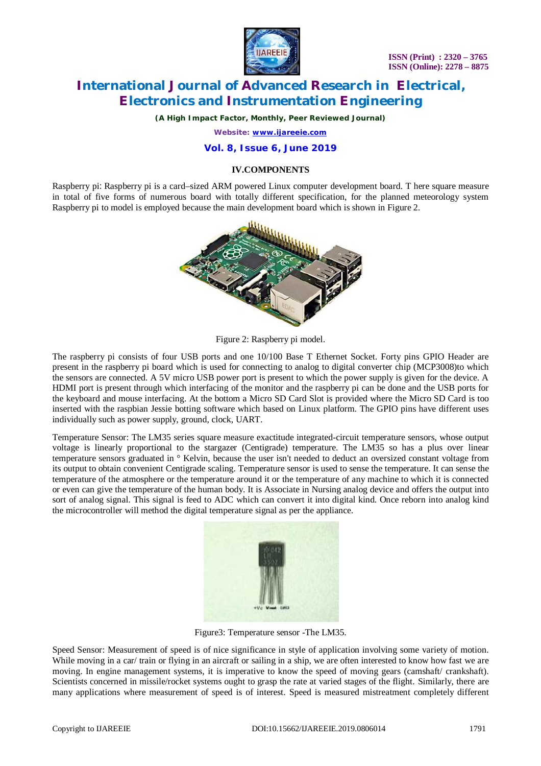## IV.COMPONENTS

Raspberry pi: Raspberry pi is a card–sized ARM powered Linux computer development board. T here square measure in total of five forms of numerous board with totally different specification, for the planned meteorology system Raspberry pi to model is employed because the main development board which is shown in Figure 2.

Figure 2: Raspberry pi model.

The raspberry pi consists of four USB ports and one 10/100 Base T Ethernet Socket. Forty pins GPIO Header are present in the raspberry pi board which is used for connecting to analog to digital converter chip (MCP3008)to which the sensors are connected. A 5V micro USB power port is present to which the power supply is given for the device. A HDMI port is present through which interfacing of the monitor and the raspberry pi can be done and the USB ports for the keyboard and mouse interfacing. At the bottom a Micro SD Card Slot is provided where the Micro SD Card is too inserted with the raspbian Jessie botting software which based on Linux platform. The GPIO pins have different uses individually such as power supply, ground, clock, UART.

Temperature Sensor: The LM35 series square measure exactitude integrated-circuit temperature sensors, whose output voltage is linearly proportional to the stargazer (Centigrade) temperature. The LM35 so has a plus over linear temperature sensors graduated in ° Kelvin, because the user isn't needed to deduct an oversized constant voltage from its output to obtain convenient Centigrade scaling. Temperature sensor is used to sense the temperature. It can sense the temperature of the atmosphere or the temperature around it or the temperature of any machine to which it is connected or even can give the temperature of the human body. It is Associate in Nursing analog device and offers the output into sort of analog signal. This signal is feed to ADC which can convert it into digital kind. Once reborn into analog kind the microcontroller will method the digital temperature signal as per the appliance.

Figure3: Temperature sensor -The LM35.

Speed Sensor: Measurement of speed is of nice significance in style of application involving some variety of motion. While moving in a car/ train or flying in an aircraft or sailing in a ship, we are often interested to know how fast we are moving. In engine management systems, it is imperative to know the speed of moving gears (camshaft/ crankshaft). Scientists concerned in missile/rocket systems ought to grasp the rate at varied stages of the flight. Similarly, there are many applications where measurement of speed is of interest. Speed is measured mistreatment completely different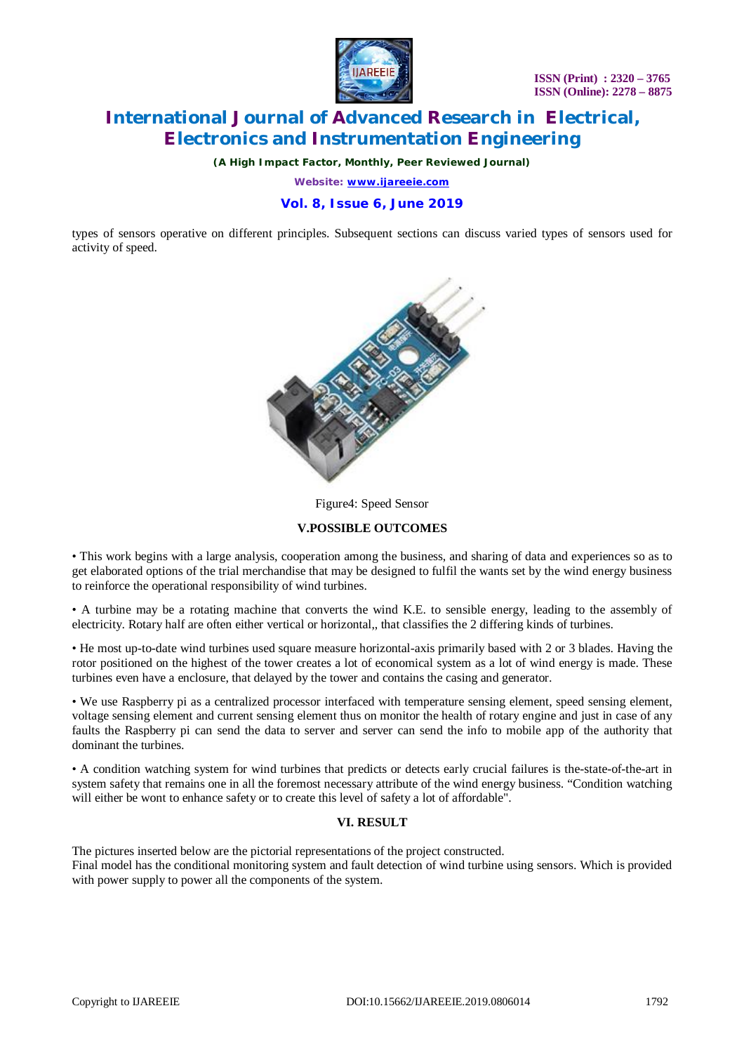types of sensors operative on different principles. Subsequent sections can discuss varied types of sensors used for activity of speed.

Figure4: Speed Sensor

### V.POSSIBLE OUTCOMES

• This work begins with a large analysis, cooperation among the business, and sharing of data and experiences so as to get elaborated options of the trial merchandise that may be designed to fulfil the wants set by the wind energy business to reinforce the operational responsibility of wind turbines.

• A turbine may be a rotating machine that converts the wind K.E. to sensible energy, leading to the assembly of electricity. Rotary half are often either vertical or horizontal,, that classifies the 2 differing kinds of turbines.

• He most up-to-date wind turbines used square measure horizontal-axis primarily based with 2 or 3 blades. Having the rotor positioned on the highest of the tower creates a lot of economical system as a lot of wind energy is made. These turbines even have a enclosure, that delayed by the tower and contains the casing and generator.

• We use Raspberry pi as a centralized processor interfaced with temperature sensing element, speed sensing element, voltage sensing element and current sensing element thus on monitor the health of rotary engine and just in case of any faults the Raspberry pi can send the data to server and server can send the info to mobile app of the authority that dominant the turbines.

• A condition watching system for wind turbines that predicts or detects early crucial failures is the-state-of-the-art in system safety that remains one in all the foremost necessary attribute of the wind energy business. "Condition watching will either be wont to enhance safety or to create this level of safety a lot of affordable".

### VI. RESULT

The pictures inserted below are the pictorial representations of the project constructed.
Final model has the conditional monitoring system and fault detection of wind turbine using sensors. Which is provided with power supply to power all the components of the system.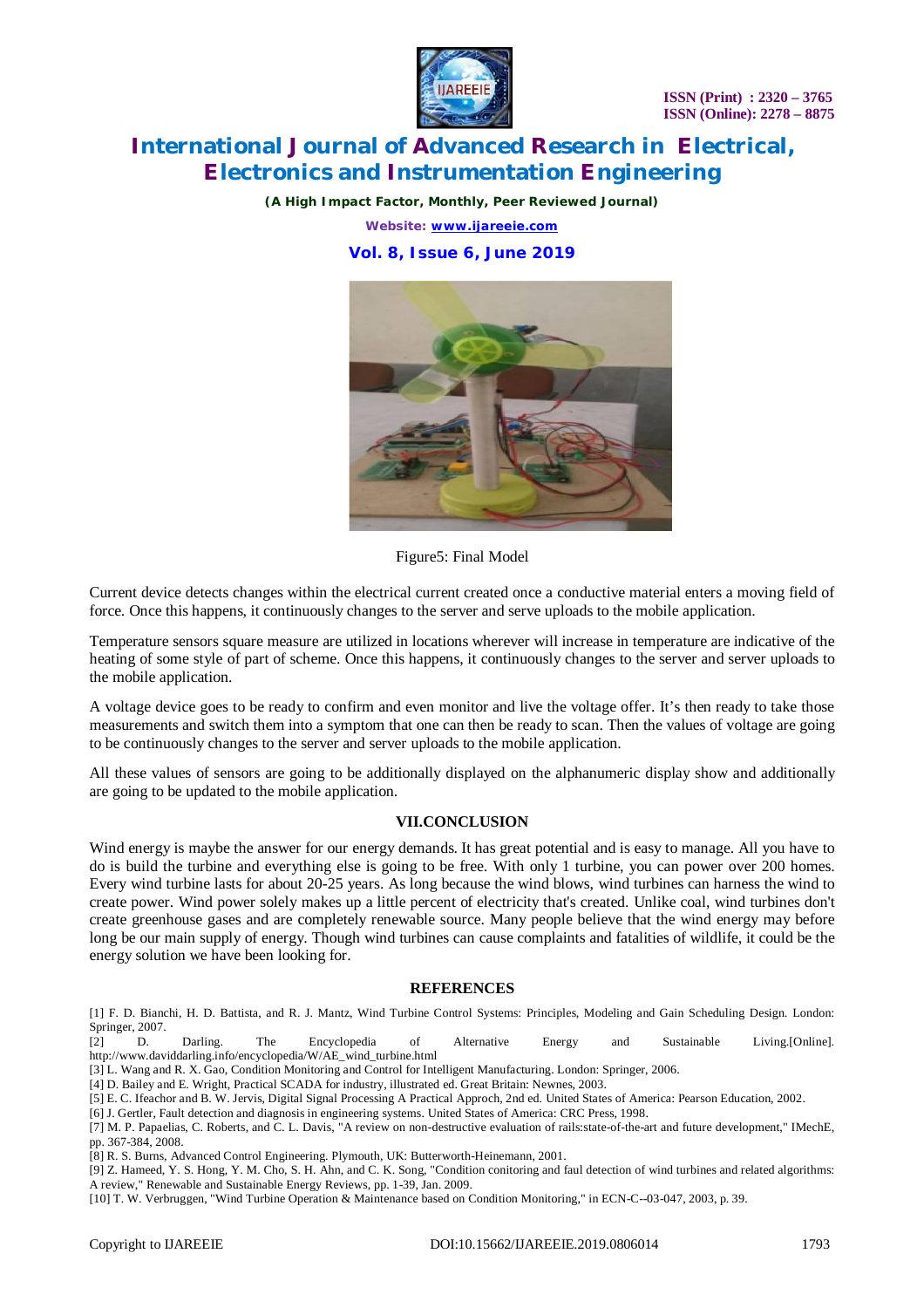Figure5: Final Model

Current device detects changes within the electrical current created once a conductive material enters a moving field of force. Once this happens, it continuously changes to the server and serve uploads to the mobile application.

Temperature sensors square measure are utilized in locations wherever will increase in temperature are indicative of the heating of some style of part of scheme. Once this happens, it continuously changes to the server and server uploads to the mobile application.

A voltage device goes to be ready to confirm and even monitor and live the voltage offer. It's then ready to take those measurements and switch them into a symptom that one can then be ready to scan. Then the values of voltage are going to be continuously changes to the server and server uploads to the mobile application.

All these values of sensors are going to be additionally displayed on the alphanumeric display show and additionally are going to be updated to the mobile application.

## VII.CONCLUSION

Wind energy is maybe the answer for our energy demands. It has great potential and is easy to manage. All you have to do is build the turbine and everything else is going to be free. With only 1 turbine, you can power over 200 homes. Every wind turbine lasts for about 20-25 years. As long because the wind blows, wind turbines can harness the wind to create power. Wind power solely makes up a little percent of electricity that's created. Unlike coal, wind turbines don't create greenhouse gases and are completely renewable source. Many people believe that the wind energy may before long be our main supply of energy. Though wind turbines can cause complaints and fatalities of wildlife, it could be the energy solution we have been looking for.

## REFERENCES

[1] F. D. Bianchi, H. D. Battista, and R. J. Mantz, Wind Turbine Control Systems: Principles, Modeling and Gain Scheduling Design. London: Springer, 2007.

[2] D. Darling. The Encyclopedia of Alternative Energy and Sustainable Living.[Online]. http://www.daviddarling.info/encyclopedia/W/AE_wind_turbine.html

[3] L. Wang and R. X. Gao, Condition Monitoring and Control for Intelligent Manufacturing. London: Springer, 2006.

[4] D. Bailey and E. Wright, Practical SCADA for industry, illustrated ed. Great Britain: Newnes, 2003.

[5] E. C. Ifeachor and B. W. Jervis, Digital Signal Processing A Practical Approch, 2nd ed. United States of America: Pearson Education, 2002.

[6] J. Gertler, Fault detection and diagnosis in engineering systems. United States of America: CRC Press, 1998.

[7] M. P. Papaelias, C. Roberts, and C. L. Davis, "A review on non-destructive evaluation of rails:state-of-the-art and future development," IMechE, pp. 367-384, 2008.

[8] R. S. Burns, Advanced Control Engineering. Plymouth, UK: Butterworth-Heinemann, 2001.

[9] Z. Hameed, Y. S. Hong, Y. M. Cho, S. H. Ahn, and C. K. Song, "Condition conitoring and faul detection of wind turbines and related algorithms: A review," Renewable and Sustainable Energy Reviews, pp. 1-39, Jan. 2009.

[10] T. W. Verbruggen, "Wind Turbine Operation & Maintenance based on Condition Monitoring," in ECN-C--03-047, 2003, p. 39.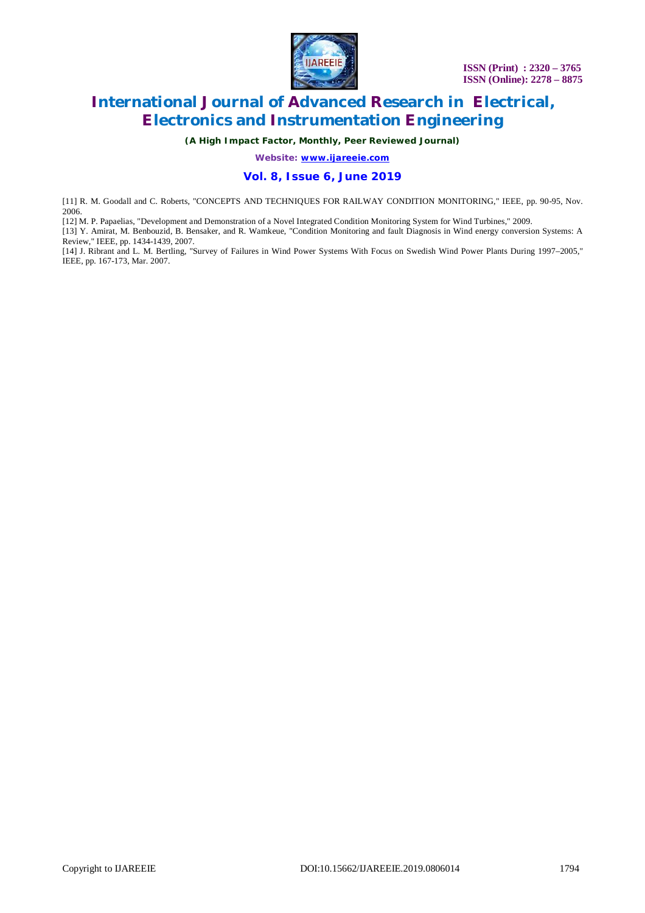[11] R. M. Goodall and C. Roberts, "CONCEPTS AND TECHNIQUES FOR RAILWAY CONDITION MONITORING," IEEE, pp. 90-95, Nov. 2006.

[12] M. P. Papaelias, "Development and Demonstration of a Novel Integrated Condition Monitoring System for Wind Turbines," 2009.

[13] Y. Amirat, M. Benbouzid, B. Bensaker, and R. Wamkeue, "Condition Monitoring and fault Diagnosis in Wind energy conversion Systems: A Review," IEEE, pp. 1434-1439, 2007.

[14] J. Ribrant and L. M. Bertling, "Survey of Failures in Wind Power Systems With Focus on Swedish Wind Power Plants During 1997–2005," IEEE, pp. 167-173, Mar. 2007.